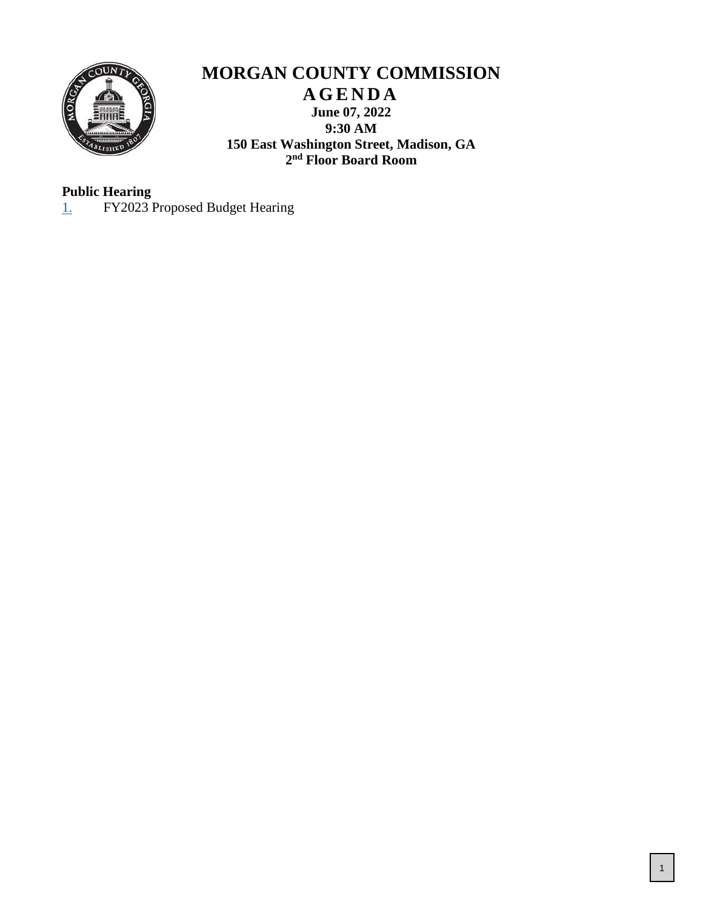# MORGAN COUNTY COMMISSION

## AGENDA

**June 07, 2022**
**9:30 AM**
**150 East Washington Street, Madison, GA**
**2nd Floor Board Room**

**Public Hearing**

1. FY2023 Proposed Budget Hearing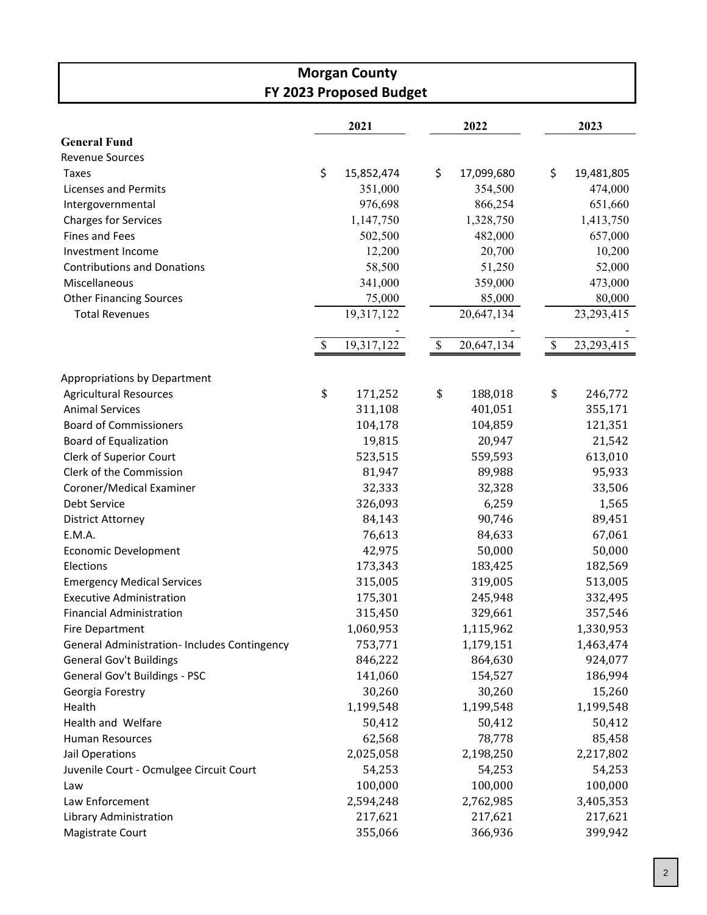# Morgan County
## FY 2023 Proposed Budget

| | 2021 | 2022 | 2023 |
|---|---|---|---|
| **General Fund** | | | |
| Revenue Sources | | | |
| Taxes | $ 15,852,474 | $ 17,099,680 | $ 19,481,805 |
| Licenses and Permits | 351,000 | 354,500 | 474,000 |
| Intergovernmental | 976,698 | 866,254 | 651,660 |
| Charges for Services | 1,147,750 | 1,328,750 | 1,413,750 |
| Fines and Fees | 502,500 | 482,000 | 657,000 |
| Investment Income | 12,200 | 20,700 | 10,200 |
| Contributions and Donations | 58,500 | 51,250 | 52,000 |
| Miscellaneous | 341,000 | 359,000 | 473,000 |
| Other Financing Sources | 75,000 | 85,000 | 80,000 |
| Total Revenues | 19,317,122 | 20,647,134 | 23,293,415 |
| | - | - | - |
| | $ 19,317,122 | $ 20,647,134 | $ 23,293,415 |
| | | | |
| Appropriations by Department | | | |
| Agricultural Resources | $ 171,252 | $ 188,018 | $ 246,772 |
| Animal Services | 311,108 | 401,051 | 355,171 |
| Board of Commissioners | 104,178 | 104,859 | 121,351 |
| Board of Equalization | 19,815 | 20,947 | 21,542 |
| Clerk of Superior Court | 523,515 | 559,593 | 613,010 |
| Clerk of the Commission | 81,947 | 89,988 | 95,933 |
| Coroner/Medical Examiner | 32,333 | 32,328 | 33,506 |
| Debt Service | 326,093 | 6,259 | 1,565 |
| District Attorney | 84,143 | 90,746 | 89,451 |
| E.M.A. | 76,613 | 84,633 | 67,061 |
| Economic Development | 42,975 | 50,000 | 50,000 |
| Elections | 173,343 | 183,425 | 182,569 |
| Emergency Medical Services | 315,005 | 319,005 | 513,005 |
| Executive Administration | 175,301 | 245,948 | 332,495 |
| Financial Administration | 315,450 | 329,661 | 357,546 |
| Fire Department | 1,060,953 | 1,115,962 | 1,330,953 |
| General Administration- Includes Contingency | 753,771 | 1,179,151 | 1,463,474 |
| General Gov't Buildings | 846,222 | 864,630 | 924,077 |
| General Gov't Buildings - PSC | 141,060 | 154,527 | 186,994 |
| Georgia Forestry | 30,260 | 30,260 | 15,260 |
| Health | 1,199,548 | 1,199,548 | 1,199,548 |
| Health and Welfare | 50,412 | 50,412 | 50,412 |
| Human Resources | 62,568 | 78,778 | 85,458 |
| Jail Operations | 2,025,058 | 2,198,250 | 2,217,802 |
| Juvenile Court - Ocmulgee Circuit Court | 54,253 | 54,253 | 54,253 |
| Law | 100,000 | 100,000 | 100,000 |
| Law Enforcement | 2,594,248 | 2,762,985 | 3,405,353 |
| Library Administration | 217,621 | 217,621 | 217,621 |
| Magistrate Court | 355,066 | 366,936 | 399,942 |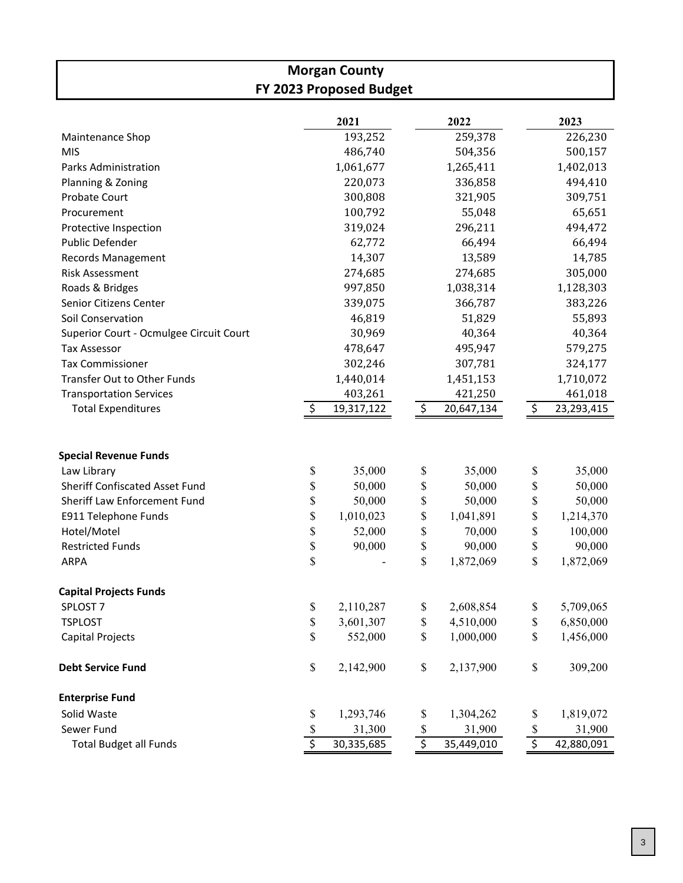# Morgan County
## FY 2023 Proposed Budget

| | 2021 | 2022 | 2023 |
|---|---|---|---|
| Maintenance Shop | 193,252 | 259,378 | 226,230 |
| MIS | 486,740 | 504,356 | 500,157 |
| Parks Administration | 1,061,677 | 1,265,411 | 1,402,013 |
| Planning & Zoning | 220,073 | 336,858 | 494,410 |
| Probate Court | 300,808 | 321,905 | 309,751 |
| Procurement | 100,792 | 55,048 | 65,651 |
| Protective Inspection | 319,024 | 296,211 | 494,472 |
| Public Defender | 62,772 | 66,494 | 66,494 |
| Records Management | 14,307 | 13,589 | 14,785 |
| Risk Assessment | 274,685 | 274,685 | 305,000 |
| Roads & Bridges | 997,850 | 1,038,314 | 1,128,303 |
| Senior Citizens Center | 339,075 | 366,787 | 383,226 |
| Soil Conservation | 46,819 | 51,829 | 55,893 |
| Superior Court - Ocmulgee Circuit Court | 30,969 | 40,364 | 40,364 |
| Tax Assessor | 478,647 | 495,947 | 579,275 |
| Tax Commissioner | 302,246 | 307,781 | 324,177 |
| Transfer Out to Other Funds | 1,440,014 | 1,451,153 | 1,710,072 |
| Transportation Services | 403,261 | 421,250 | 461,018 |
| Total Expenditures | $ 19,317,122 | $ 20,647,134 | $ 23,293,415 |
| | | | |
| **Special Revenue Funds** | | | |
| Law Library | $ 35,000 | $ 35,000 | $ 35,000 |
| Sheriff Confiscated Asset Fund | $ 50,000 | $ 50,000 | $ 50,000 |
| Sheriff Law Enforcement Fund | $ 50,000 | $ 50,000 | $ 50,000 |
| E911 Telephone Funds | $ 1,010,023 | $ 1,041,891 | $ 1,214,370 |
| Hotel/Motel | $ 52,000 | $ 70,000 | $ 100,000 |
| Restricted Funds | $ 90,000 | $ 90,000 | $ 90,000 |
| ARPA | $ - | $ 1,872,069 | $ 1,872,069 |
| | | | |
| **Capital Projects Funds** | | | |
| SPLOST 7 | $ 2,110,287 | $ 2,608,854 | $ 5,709,065 |
| TSPLOST | $ 3,601,307 | $ 4,510,000 | $ 6,850,000 |
| Capital Projects | $ 552,000 | $ 1,000,000 | $ 1,456,000 |
| | | | |
| **Debt Service Fund** | $ 2,142,900 | $ 2,137,900 | $ 309,200 |
| | | | |
| **Enterprise Fund** | | | |
| Solid Waste | $ 1,293,746 | $ 1,304,262 | $ 1,819,072 |
| Sewer Fund | $ 31,300 | $ 31,900 | $ 31,900 |
| Total Budget all Funds | $ 30,335,685 | $ 35,449,010 | $ 42,880,091 |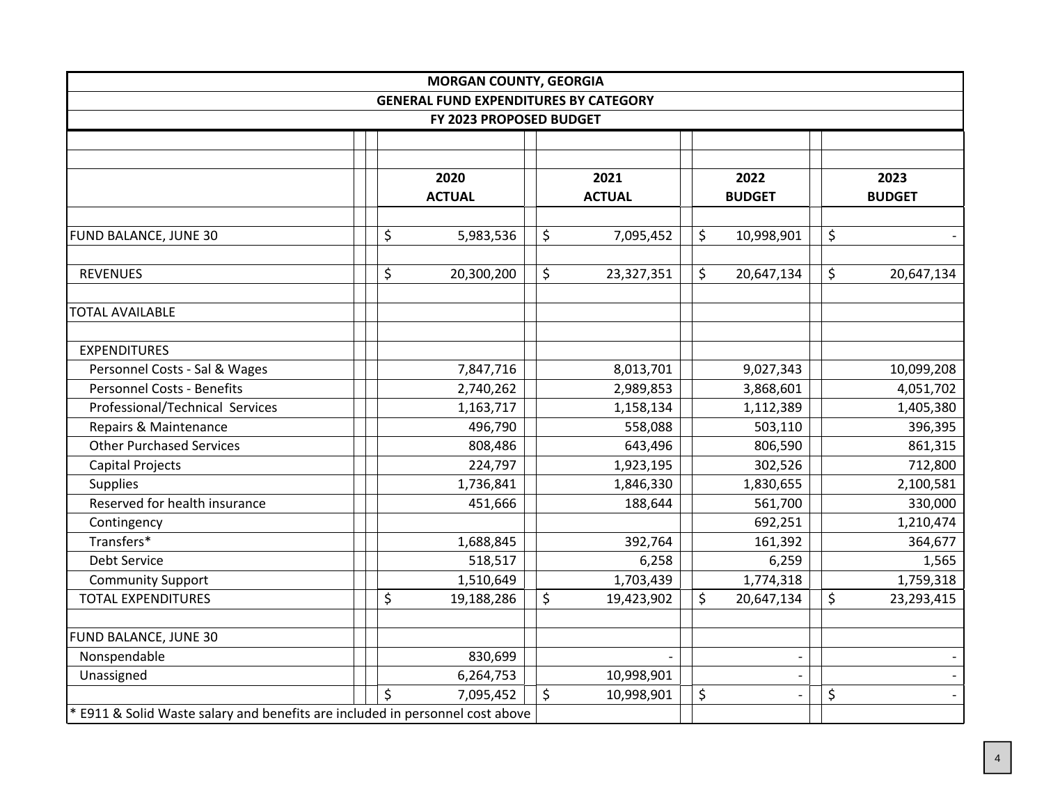# MORGAN COUNTY, GEORGIA

## GENERAL FUND EXPENDITURES BY CATEGORY

### FY 2023 PROPOSED BUDGET

| | 2020 ACTUAL | 2021 ACTUAL | 2022 BUDGET | 2023 BUDGET |
|---|---|---|---|---|
| FUND BALANCE, JUNE 30 | $ 5,983,536 | $ 7,095,452 | $ 10,998,901 | $ - |
| REVENUES | $ 20,300,200 | $ 23,327,351 | $ 20,647,134 | $ 20,647,134 |
| TOTAL AVAILABLE | | | | |
| EXPENDITURES | | | | |
| Personnel Costs - Sal & Wages | 7,847,716 | 8,013,701 | 9,027,343 | 10,099,208 |
| Personnel Costs - Benefits | 2,740,262 | 2,989,853 | 3,868,601 | 4,051,702 |
| Professional/Technical Services | 1,163,717 | 1,158,134 | 1,112,389 | 1,405,380 |
| Repairs & Maintenance | 496,790 | 558,088 | 503,110 | 396,395 |
| Other Purchased Services | 808,486 | 643,496 | 806,590 | 861,315 |
| Capital Projects | 224,797 | 1,923,195 | 302,526 | 712,800 |
| Supplies | 1,736,841 | 1,846,330 | 1,830,655 | 2,100,581 |
| Reserved for health insurance | 451,666 | 188,644 | 561,700 | 330,000 |
| Contingency | | | 692,251 | 1,210,474 |
| Transfers* | 1,688,845 | 392,764 | 161,392 | 364,677 |
| Debt Service | 518,517 | 6,258 | 6,259 | 1,565 |
| Community Support | 1,510,649 | 1,703,439 | 1,774,318 | 1,759,318 |
| TOTAL EXPENDITURES | $ 19,188,286 | $ 19,423,902 | $ 20,647,134 | $ 23,293,415 |
| FUND BALANCE, JUNE 30 | | | | |
| Nonspendable | 830,699 | - | - | - |
| Unassigned | 6,264,753 | 10,998,901 | - | - |
| | $ 7,095,452 | $ 10,998,901 | $ - | $ - |

* E911 & Solid Waste salary and benefits are included in personnel cost above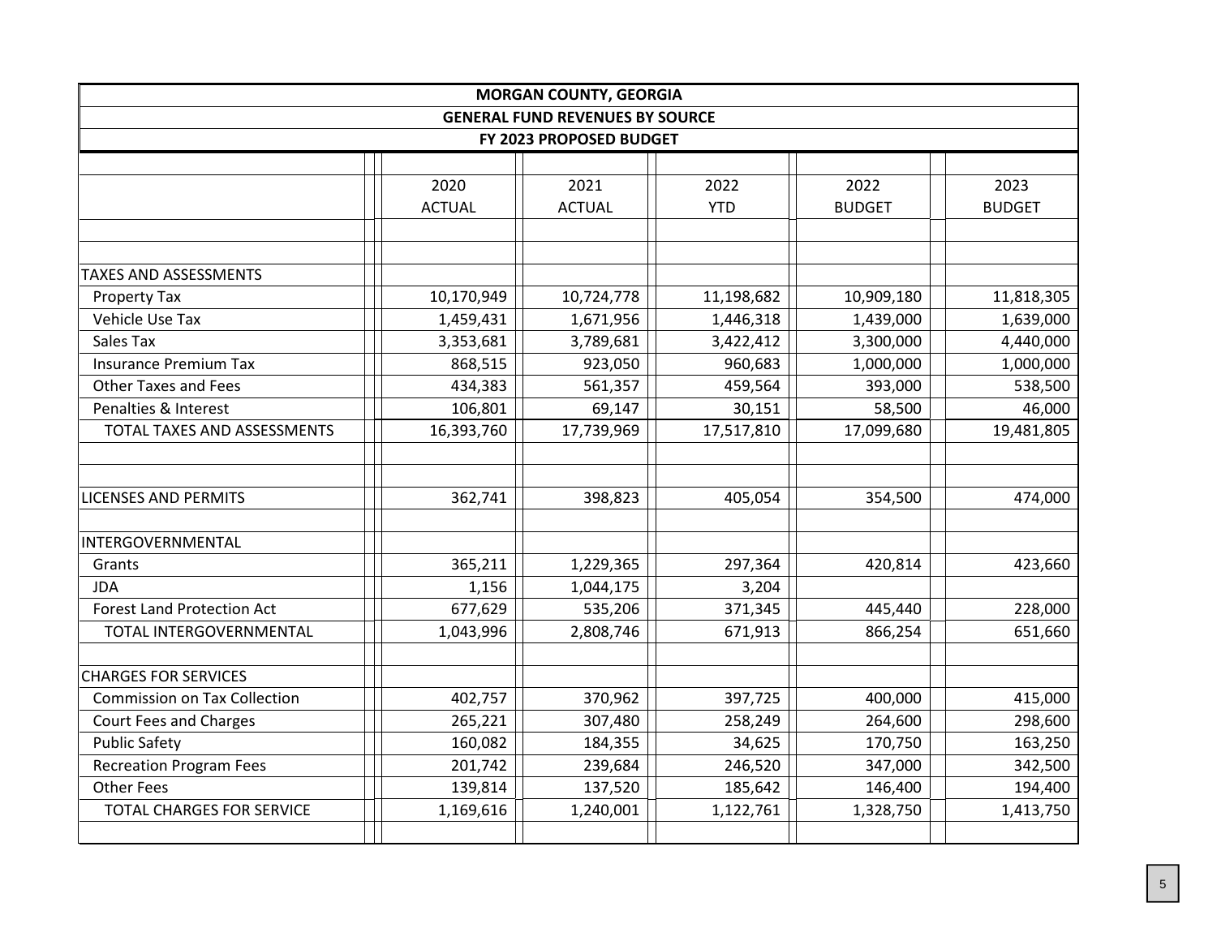| MORGAN COUNTY, GEORGIA | | | | | |
|---|---|---|---|---|---|
| GENERAL FUND REVENUES BY SOURCE | | | | | |
| FY 2023 PROPOSED BUDGET | | | | | |
| | 2020 ACTUAL | 2021 ACTUAL | 2022 YTD | 2022 BUDGET | 2023 BUDGET |
| TAXES AND ASSESSMENTS | | | | | |
| Property Tax | 10,170,949 | 10,724,778 | 11,198,682 | 10,909,180 | 11,818,305 |
| Vehicle Use Tax | 1,459,431 | 1,671,956 | 1,446,318 | 1,439,000 | 1,639,000 |
| Sales Tax | 3,353,681 | 3,789,681 | 3,422,412 | 3,300,000 | 4,440,000 |
| Insurance Premium Tax | 868,515 | 923,050 | 960,683 | 1,000,000 | 1,000,000 |
| Other Taxes and Fees | 434,383 | 561,357 | 459,564 | 393,000 | 538,500 |
| Penalties & Interest | 106,801 | 69,147 | 30,151 | 58,500 | 46,000 |
| TOTAL TAXES AND ASSESSMENTS | 16,393,760 | 17,739,969 | 17,517,810 | 17,099,680 | 19,481,805 |
| LICENSES AND PERMITS | 362,741 | 398,823 | 405,054 | 354,500 | 474,000 |
| INTERGOVERNMENTAL | | | | | |
| Grants | 365,211 | 1,229,365 | 297,364 | 420,814 | 423,660 |
| JDA | 1,156 | 1,044,175 | 3,204 | | |
| Forest Land Protection Act | 677,629 | 535,206 | 371,345 | 445,440 | 228,000 |
| TOTAL INTERGOVERNMENTAL | 1,043,996 | 2,808,746 | 671,913 | 866,254 | 651,660 |
| CHARGES FOR SERVICES | | | | | |
| Commission on Tax Collection | 402,757 | 370,962 | 397,725 | 400,000 | 415,000 |
| Court Fees and Charges | 265,221 | 307,480 | 258,249 | 264,600 | 298,600 |
| Public Safety | 160,082 | 184,355 | 34,625 | 170,750 | 163,250 |
| Recreation Program Fees | 201,742 | 239,684 | 246,520 | 347,000 | 342,500 |
| Other Fees | 139,814 | 137,520 | 185,642 | 146,400 | 194,400 |
| TOTAL CHARGES FOR SERVICE | 1,169,616 | 1,240,001 | 1,122,761 | 1,328,750 | 1,413,750 |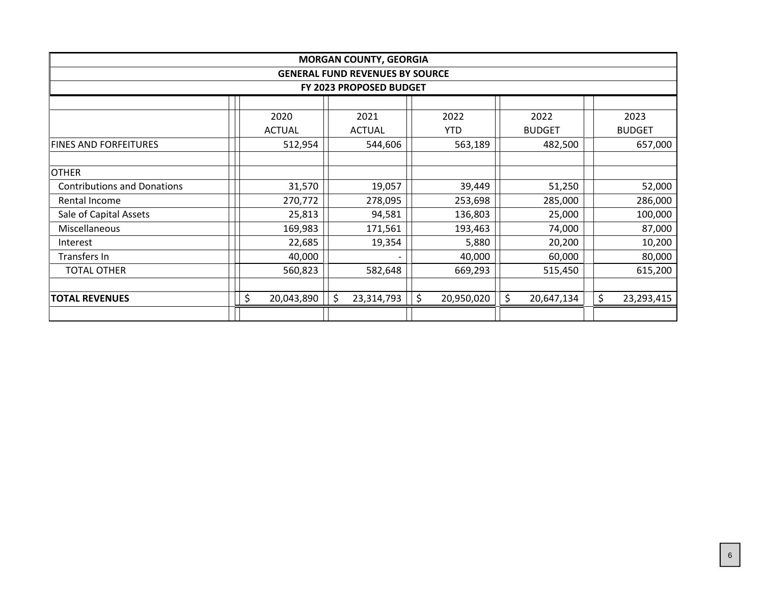| MORGAN COUNTY, GEORGIA<br>GENERAL FUND REVENUES BY SOURCE<br>FY 2023 PROPOSED BUDGET | | | | | |
|---|---|---|---|---|---|
| | 2020<br>ACTUAL | 2021<br>ACTUAL | 2022<br>YTD | 2022<br>BUDGET | 2023<br>BUDGET |
| FINES AND FORFEITURES | 512,954 | 544,606 | 563,189 | 482,500 | 657,000 |
| | | | | | |
| OTHER | | | | | |
| Contributions and Donations | 31,570 | 19,057 | 39,449 | 51,250 | 52,000 |
| Rental Income | 270,772 | 278,095 | 253,698 | 285,000 | 286,000 |
| Sale of Capital Assets | 25,813 | 94,581 | 136,803 | 25,000 | 100,000 |
| Miscellaneous | 169,983 | 171,561 | 193,463 | 74,000 | 87,000 |
| Interest | 22,685 | 19,354 | 5,880 | 20,200 | 10,200 |
| Transfers In | 40,000 | - | 40,000 | 60,000 | 80,000 |
| TOTAL OTHER | 560,823 | 582,648 | 669,293 | 515,450 | 615,200 |
| | | | | | |
| **TOTAL REVENUES** | $ 20,043,890 | $ 23,314,793 | $ 20,950,020 | $ 20,647,134 | $ 23,293,415 |